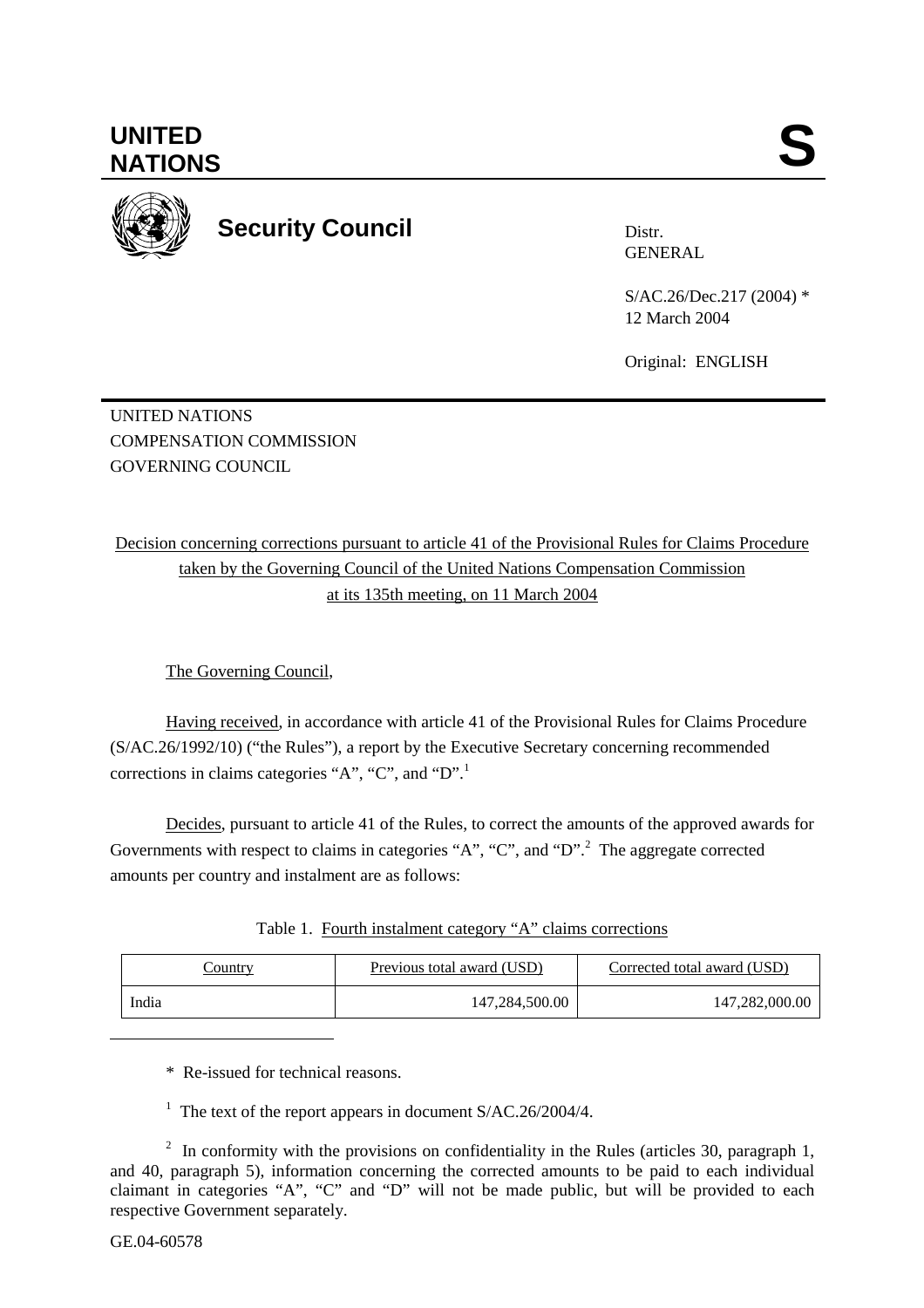# UNITED NATIONS

**S**

## Security Council

Distr.
GENERAL

S/AC.26/Dec.217 (2004) *
12 March 2004

Original: ENGLISH

UNITED NATIONS
COMPENSATION COMMISSION
GOVERNING COUNCIL

Decision concerning corrections pursuant to article 41 of the Provisional Rules for Claims Procedure taken by the Governing Council of the United Nations Compensation Commission at its 135th meeting, on 11 March 2004

The Governing Council,

Having received, in accordance with article 41 of the Provisional Rules for Claims Procedure (S/AC.26/1992/10) ("the Rules"), a report by the Executive Secretary concerning recommended corrections in claims categories "A", "C", and "D".[1]

Decides, pursuant to article 41 of the Rules, to correct the amounts of the approved awards for Governments with respect to claims in categories "A", "C", and "D".[2] The aggregate corrected amounts per country and instalment are as follows:

Table 1. Fourth instalment category "A" claims corrections

| Country | Previous total award (USD) | Corrected total award (USD) |
|---|---|---|
| India | 147,284,500.00 | 147,282,000.00 |

\* Re-issued for technical reasons.

[1] The text of the report appears in document S/AC.26/2004/4.

[2] In conformity with the provisions on confidentiality in the Rules (articles 30, paragraph 1, and 40, paragraph 5), information concerning the corrected amounts to be paid to each individual claimant in categories "A", "C" and "D" will not be made public, but will be provided to each respective Government separately.

GE.04-60578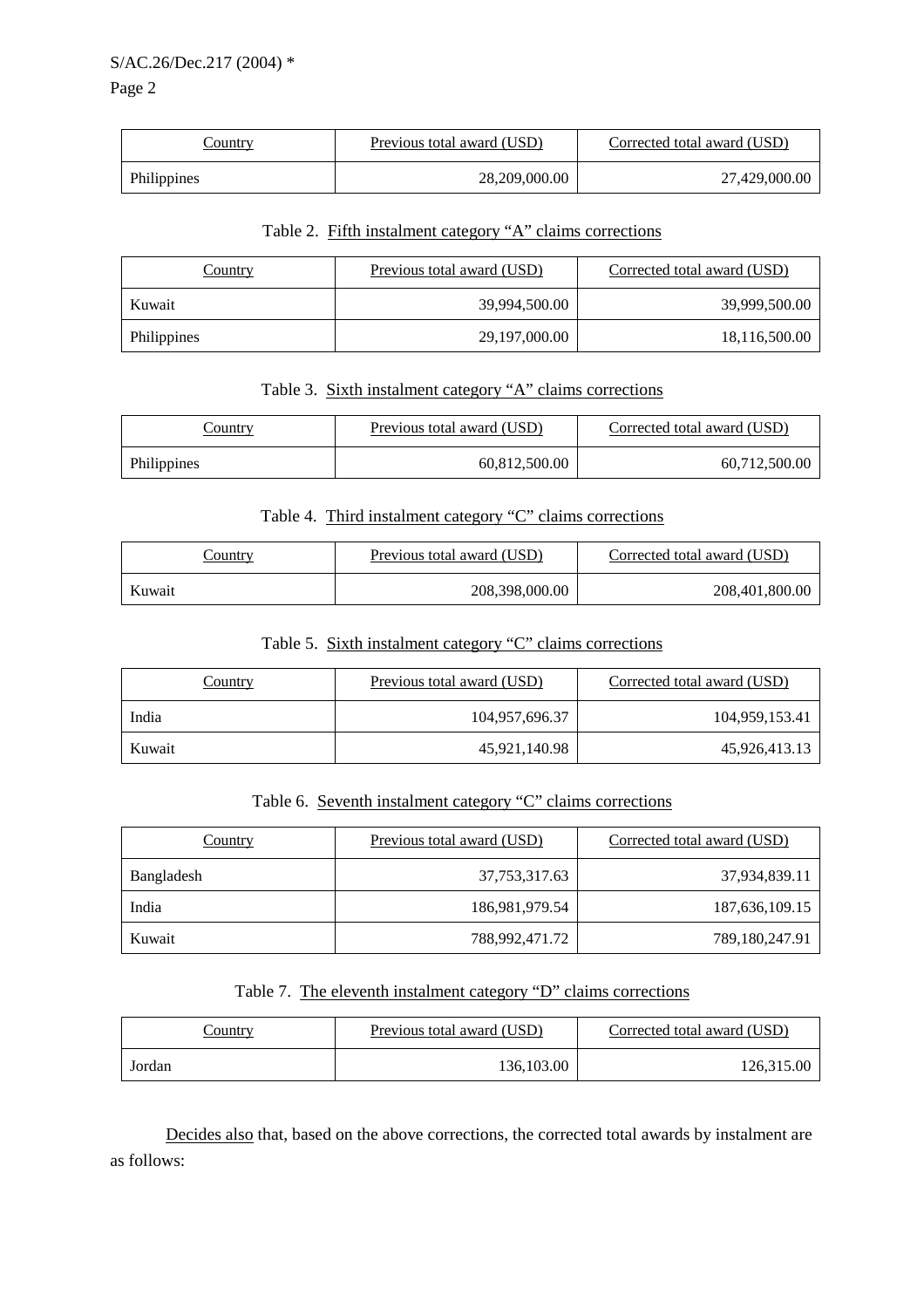| Country | Previous total award (USD) | Corrected total award (USD) |
| --- | --- | --- |
| Philippines | 28,209,000.00 | 27,429,000.00 |

Table 2. Fifth instalment category "A" claims corrections

| Country | Previous total award (USD) | Corrected total award (USD) |
| --- | --- | --- |
| Kuwait | 39,994,500.00 | 39,999,500.00 |
| Philippines | 29,197,000.00 | 18,116,500.00 |

Table 3. Sixth instalment category "A" claims corrections

| Country | Previous total award (USD) | Corrected total award (USD) |
| --- | --- | --- |
| Philippines | 60,812,500.00 | 60,712,500.00 |

Table 4. Third instalment category "C" claims corrections

| Country | Previous total award (USD) | Corrected total award (USD) |
| --- | --- | --- |
| Kuwait | 208,398,000.00 | 208,401,800.00 |

Table 5. Sixth instalment category "C" claims corrections

| Country | Previous total award (USD) | Corrected total award (USD) |
| --- | --- | --- |
| India | 104,957,696.37 | 104,959,153.41 |
| Kuwait | 45,921,140.98 | 45,926,413.13 |

Table 6. Seventh instalment category "C" claims corrections

| Country | Previous total award (USD) | Corrected total award (USD) |
| --- | --- | --- |
| Bangladesh | 37,753,317.63 | 37,934,839.11 |
| India | 186,981,979.54 | 187,636,109.15 |
| Kuwait | 788,992,471.72 | 789,180,247.91 |

Table 7. The eleventh instalment category "D" claims corrections

| Country | Previous total award (USD) | Corrected total award (USD) |
| --- | --- | --- |
| Jordan | 136,103.00 | 126,315.00 |

Decides also that, based on the above corrections, the corrected total awards by instalment are as follows: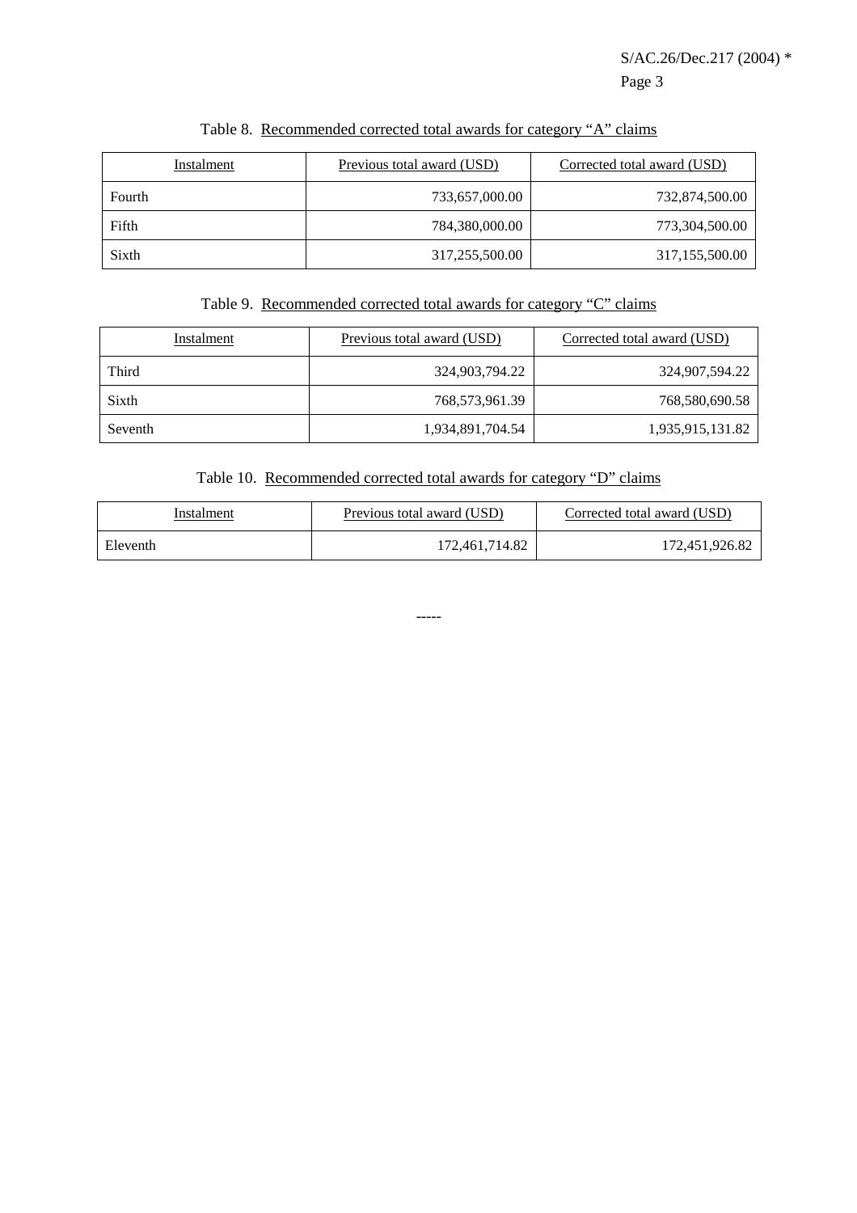Table 8. Recommended corrected total awards for category "A" claims

| Instalment | Previous total award (USD) | Corrected total award (USD) |
|---|---|---|
| Fourth | 733,657,000.00 | 732,874,500.00 |
| Fifth | 784,380,000.00 | 773,304,500.00 |
| Sixth | 317,255,500.00 | 317,155,500.00 |

Table 9. Recommended corrected total awards for category "C" claims

| Instalment | Previous total award (USD) | Corrected total award (USD) |
|---|---|---|
| Third | 324,903,794.22 | 324,907,594.22 |
| Sixth | 768,573,961.39 | 768,580,690.58 |
| Seventh | 1,934,891,704.54 | 1,935,915,131.82 |

Table 10. Recommended corrected total awards for category "D" claims

| Instalment | Previous total award (USD) | Corrected total award (USD) |
|---|---|---|
| Eleventh | 172,461,714.82 | 172,451,926.82 |

-----